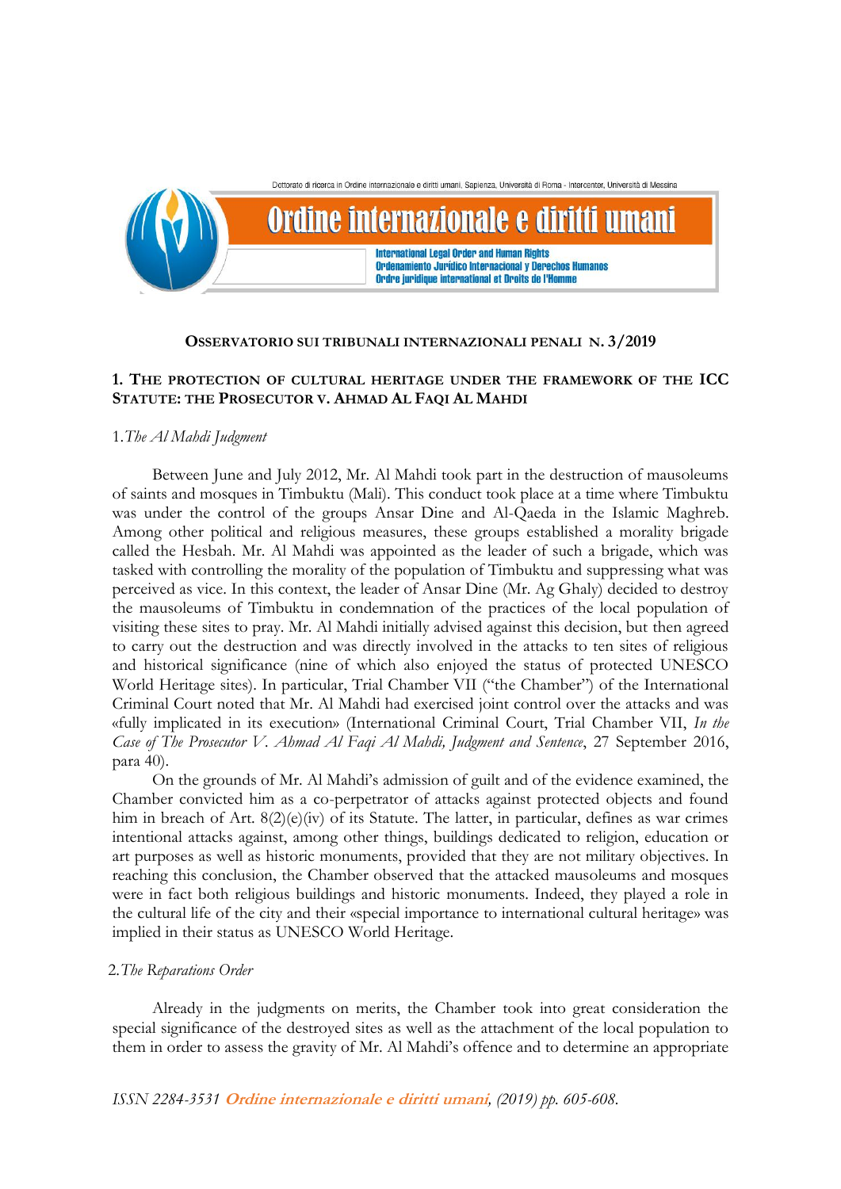**OSSERVATORIO SUI TRIBUNALI INTERNAZIONALI PENALI N. 3/2019**

## 1. THE PROTECTION OF CULTURAL HERITAGE UNDER THE FRAMEWORK OF THE ICC STATUTE: THE PROSECUTOR V. AHMAD AL FAQI AL MAHDI

### 1. *The Al Mahdi Judgment*

Between June and July 2012, Mr. Al Mahdi took part in the destruction of mausoleums of saints and mosques in Timbuktu (Mali). This conduct took place at a time where Timbuktu was under the control of the groups Ansar Dine and Al-Qaeda in the Islamic Maghreb. Among other political and religious measures, these groups established a morality brigade called the Hesbah. Mr. Al Mahdi was appointed as the leader of such a brigade, which was tasked with controlling the morality of the population of Timbuktu and suppressing what was perceived as vice. In this context, the leader of Ansar Dine (Mr. Ag Ghaly) decided to destroy the mausoleums of Timbuktu in condemnation of the practices of the local population of visiting these sites to pray. Mr. Al Mahdi initially advised against this decision, but then agreed to carry out the destruction and was directly involved in the attacks to ten sites of religious and historical significance (nine of which also enjoyed the status of protected UNESCO World Heritage sites). In particular, Trial Chamber VII ("the Chamber") of the International Criminal Court noted that Mr. Al Mahdi had exercised joint control over the attacks and was «fully implicated in its execution» (International Criminal Court, Trial Chamber VII, *In the Case of The Prosecutor V. Ahmad Al Faqi Al Mahdi, Judgment and Sentence*, 27 September 2016, para 40).

On the grounds of Mr. Al Mahdi's admission of guilt and of the evidence examined, the Chamber convicted him as a co-perpetrator of attacks against protected objects and found him in breach of Art. 8(2)(e)(iv) of its Statute. The latter, in particular, defines as war crimes intentional attacks against, among other things, buildings dedicated to religion, education or art purposes as well as historic monuments, provided that they are not military objectives. In reaching this conclusion, the Chamber observed that the attacked mausoleums and mosques were in fact both religious buildings and historic monuments. Indeed, they played a role in the cultural life of the city and their «special importance to international cultural heritage» was implied in their status as UNESCO World Heritage.

### 2. *The Reparations Order*

Already in the judgments on merits, the Chamber took into great consideration the special significance of the destroyed sites as well as the attachment of the local population to them in order to assess the gravity of Mr. Al Mahdi's offence and to determine an appropriate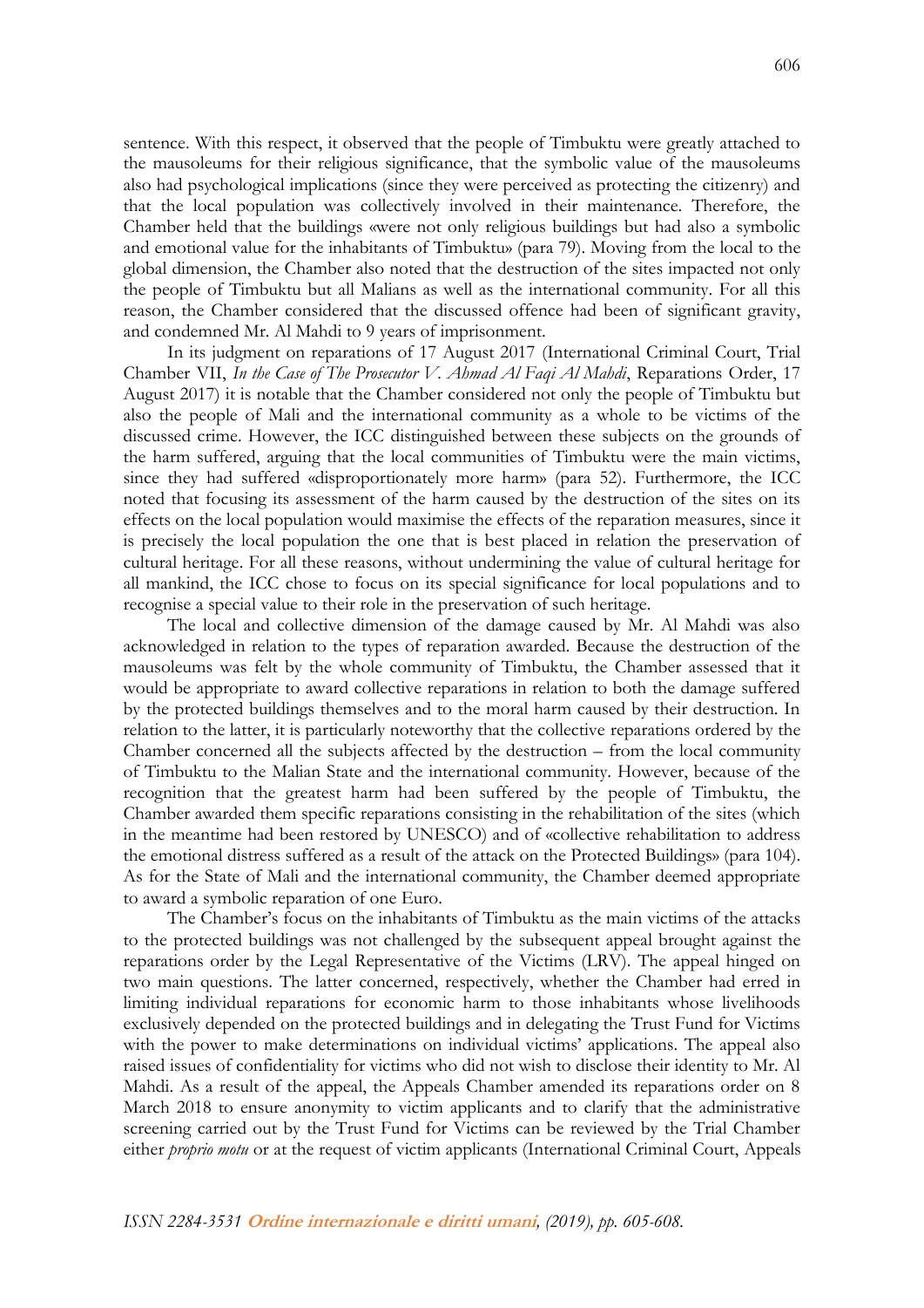sentence. With this respect, it observed that the people of Timbuktu were greatly attached to the mausoleums for their religious significance, that the symbolic value of the mausoleums also had psychological implications (since they were perceived as protecting the citizenry) and that the local population was collectively involved in their maintenance. Therefore, the Chamber held that the buildings «were not only religious buildings but had also a symbolic and emotional value for the inhabitants of Timbuktu» (para 79). Moving from the local to the global dimension, the Chamber also noted that the destruction of the sites impacted not only the people of Timbuktu but all Malians as well as the international community. For all this reason, the Chamber considered that the discussed offence had been of significant gravity, and condemned Mr. Al Mahdi to 9 years of imprisonment.

In its judgment on reparations of 17 August 2017 (International Criminal Court, Trial Chamber VII, *In the Case of The Prosecutor V. Ahmad Al Faqi Al Mahdi*, Reparations Order, 17 August 2017) it is notable that the Chamber considered not only the people of Timbuktu but also the people of Mali and the international community as a whole to be victims of the discussed crime. However, the ICC distinguished between these subjects on the grounds of the harm suffered, arguing that the local communities of Timbuktu were the main victims, since they had suffered «disproportionately more harm» (para 52). Furthermore, the ICC noted that focusing its assessment of the harm caused by the destruction of the sites on its effects on the local population would maximise the effects of the reparation measures, since it is precisely the local population the one that is best placed in relation the preservation of cultural heritage. For all these reasons, without undermining the value of cultural heritage for all mankind, the ICC chose to focus on its special significance for local populations and to recognise a special value to their role in the preservation of such heritage.

The local and collective dimension of the damage caused by Mr. Al Mahdi was also acknowledged in relation to the types of reparation awarded. Because the destruction of the mausoleums was felt by the whole community of Timbuktu, the Chamber assessed that it would be appropriate to award collective reparations in relation to both the damage suffered by the protected buildings themselves and to the moral harm caused by their destruction. In relation to the latter, it is particularly noteworthy that the collective reparations ordered by the Chamber concerned all the subjects affected by the destruction – from the local community of Timbuktu to the Malian State and the international community. However, because of the recognition that the greatest harm had been suffered by the people of Timbuktu, the Chamber awarded them specific reparations consisting in the rehabilitation of the sites (which in the meantime had been restored by UNESCO) and of «collective rehabilitation to address the emotional distress suffered as a result of the attack on the Protected Buildings» (para 104). As for the State of Mali and the international community, the Chamber deemed appropriate to award a symbolic reparation of one Euro.

The Chamber's focus on the inhabitants of Timbuktu as the main victims of the attacks to the protected buildings was not challenged by the subsequent appeal brought against the reparations order by the Legal Representative of the Victims (LRV). The appeal hinged on two main questions. The latter concerned, respectively, whether the Chamber had erred in limiting individual reparations for economic harm to those inhabitants whose livelihoods exclusively depended on the protected buildings and in delegating the Trust Fund for Victims with the power to make determinations on individual victims' applications. The appeal also raised issues of confidentiality for victims who did not wish to disclose their identity to Mr. Al Mahdi. As a result of the appeal, the Appeals Chamber amended its reparations order on 8 March 2018 to ensure anonymity to victim applicants and to clarify that the administrative screening carried out by the Trust Fund for Victims can be reviewed by the Trial Chamber either *proprio motu* or at the request of victim applicants (International Criminal Court, Appeals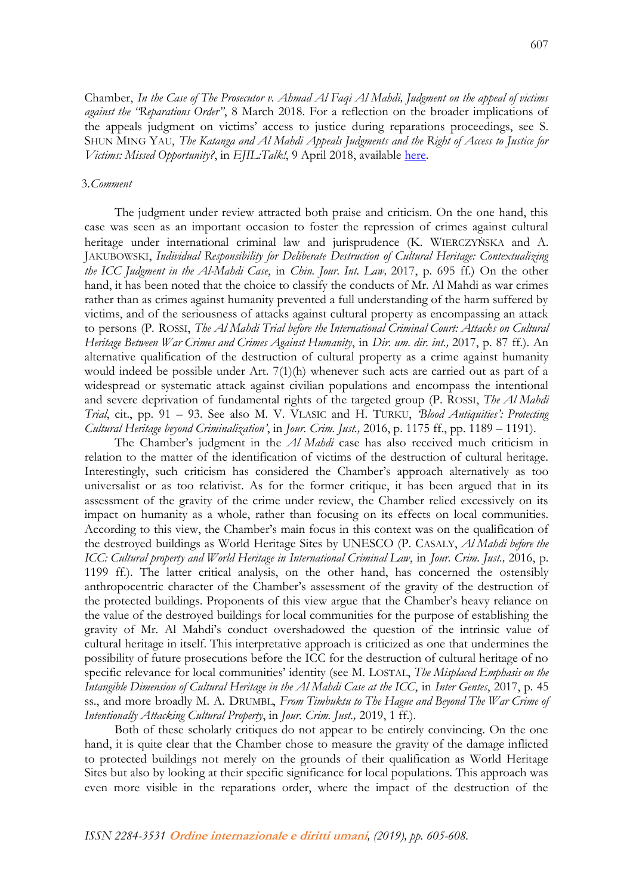Chamber, *In the Case of The Prosecutor v. Ahmad Al Faqi Al Mahdi, Judgment on the appeal of victims against the "Reparations Order"*, 8 March 2018. For a reflection on the broader implications of the appeals judgment on victims' access to justice during reparations proceedings, see S. SHUN MING YAU, *The Katanga and Al Mahdi Appeals Judgments and the Right of Access to Justice for Victims: Missed Opportunity?*, in *EJIL:Talk!*, 9 April 2018, available here.

### 3. *Comment*

The judgment under review attracted both praise and criticism. On the one hand, this case was seen as an important occasion to foster the repression of crimes against cultural heritage under international criminal law and jurisprudence (K. WIERCZYŃSKA and A. JAKUBOWSKI, *Individual Responsibility for Deliberate Destruction of Cultural Heritage: Contextualizing the ICC Judgment in the Al-Mahdi Case*, in *Chin. Jour. Int. Law,* 2017, p. 695 ff.) On the other hand, it has been noted that the choice to classify the conducts of Mr. Al Mahdi as war crimes rather than as crimes against humanity prevented a full understanding of the harm suffered by victims, and of the seriousness of attacks against cultural property as encompassing an attack to persons (P. ROSSI, *The Al Mahdi Trial before the International Criminal Court: Attacks on Cultural Heritage Between War Crimes and Crimes Against Humanity*, in *Dir. um. dir. int.,* 2017, p. 87 ff.). An alternative qualification of the destruction of cultural property as a crime against humanity would indeed be possible under Art. 7(1)(h) whenever such acts are carried out as part of a widespread or systematic attack against civilian populations and encompass the intentional and severe deprivation of fundamental rights of the targeted group (P. ROSSI, *The Al Mahdi Trial*, cit., pp. 91 – 93. See also M. V. VLASIC and H. TURKU, *'Blood Antiquities': Protecting Cultural Heritage beyond Criminalization'*, in *Jour. Crim. Just.,* 2016, p. 1175 ff., pp. 1189 – 1191).

The Chamber's judgment in the *Al Mahdi* case has also received much criticism in relation to the matter of the identification of victims of the destruction of cultural heritage. Interestingly, such criticism has considered the Chamber's approach alternatively as too universalist or as too relativist. As for the former critique, it has been argued that in its assessment of the gravity of the crime under review, the Chamber relied excessively on its impact on humanity as a whole, rather than focusing on its effects on local communities. According to this view, the Chamber's main focus in this context was on the qualification of the destroyed buildings as World Heritage Sites by UNESCO (P. CASALY, *Al Mahdi before the ICC: Cultural property and World Heritage in International Criminal Law*, in *Jour. Crim. Just.,* 2016, p. 1199 ff.). The latter critical analysis, on the other hand, has concerned the ostensibly anthropocentric character of the Chamber's assessment of the gravity of the destruction of the protected buildings. Proponents of this view argue that the Chamber's heavy reliance on the value of the destroyed buildings for local communities for the purpose of establishing the gravity of Mr. Al Mahdi's conduct overshadowed the question of the intrinsic value of cultural heritage in itself. This interpretative approach is criticized as one that undermines the possibility of future prosecutions before the ICC for the destruction of cultural heritage of no specific relevance for local communities' identity (see M. LOSTAL, *The Misplaced Emphasis on the Intangible Dimension of Cultural Heritage in the Al Mahdi Case at the ICC*, in *Inter Gentes*, 2017, p. 45 ss., and more broadly M. A. DRUMBL, *From Timbuktu to The Hague and Beyond The War Crime of Intentionally Attacking Cultural Property*, in *Jour. Crim. Just.,* 2019, 1 ff.).

Both of these scholarly critiques do not appear to be entirely convincing. On the one hand, it is quite clear that the Chamber chose to measure the gravity of the damage inflicted to protected buildings not merely on the grounds of their qualification as World Heritage Sites but also by looking at their specific significance for local populations. This approach was even more visible in the reparations order, where the impact of the destruction of the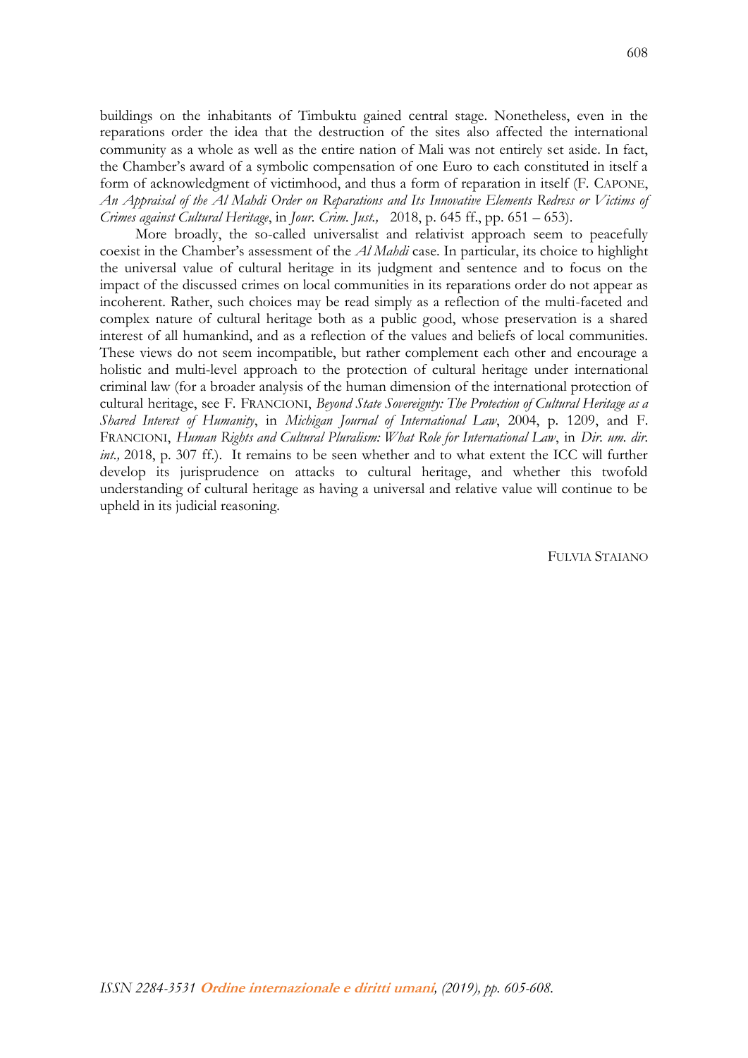buildings on the inhabitants of Timbuktu gained central stage. Nonetheless, even in the reparations order the idea that the destruction of the sites also affected the international community as a whole as well as the entire nation of Mali was not entirely set aside. In fact, the Chamber's award of a symbolic compensation of one Euro to each constituted in itself a form of acknowledgment of victimhood, and thus a form of reparation in itself (F. CAPONE, *An Appraisal of the Al Mahdi Order on Reparations and Its Innovative Elements Redress or Victims of Crimes against Cultural Heritage*, in *Jour. Crim. Just.,* 2018, p. 645 ff., pp. 651 – 653).

More broadly, the so-called universalist and relativist approach seem to peacefully coexist in the Chamber's assessment of the *Al Mahdi* case. In particular, its choice to highlight the universal value of cultural heritage in its judgment and sentence and to focus on the impact of the discussed crimes on local communities in its reparations order do not appear as incoherent. Rather, such choices may be read simply as a reflection of the multi-faceted and complex nature of cultural heritage both as a public good, whose preservation is a shared interest of all humankind, and as a reflection of the values and beliefs of local communities. These views do not seem incompatible, but rather complement each other and encourage a holistic and multi-level approach to the protection of cultural heritage under international criminal law (for a broader analysis of the human dimension of the international protection of cultural heritage, see F. FRANCIONI, *Beyond State Sovereignty: The Protection of Cultural Heritage as a Shared Interest of Humanity*, in *Michigan Journal of International Law*, 2004, p. 1209, and F. FRANCIONI, *Human Rights and Cultural Pluralism: What Role for International Law*, in *Dir. um. dir. int.,* 2018, p. 307 ff.). It remains to be seen whether and to what extent the ICC will further develop its jurisprudence on attacks to cultural heritage, and whether this twofold understanding of cultural heritage as having a universal and relative value will continue to be upheld in its judicial reasoning.

FULVIA STAIANO